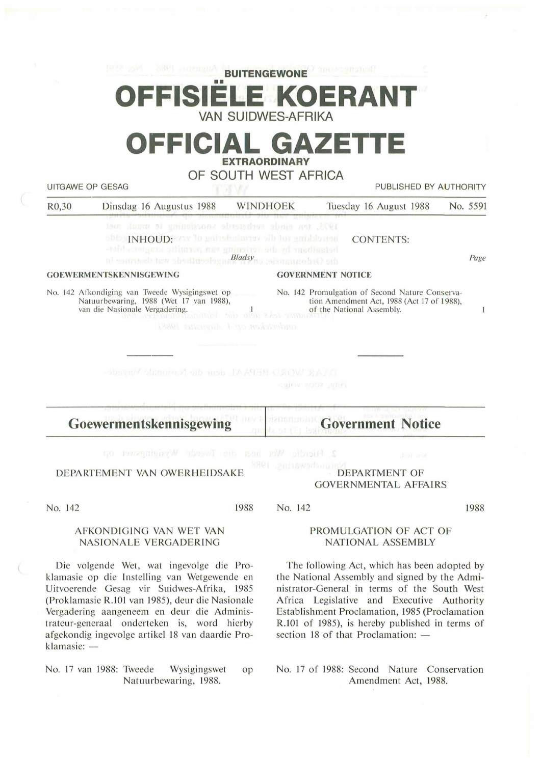BUITENGEWONE

# OFFISIËLE KOERANT

VAN SUIDWES-AFRIKA

# OFFICIAL GAZETTE

EXTRAORDINARY

OF SOUTH WEST AFRICA

UITGAWE OP GESAG | PUBLISHED BY AUTHORITY

R0,30 Dinsdag 16 Augustus 1988 WINDHOEK Tuesday 16 August 1988 No. 5591

INHOUD: *Bladsy*

**GOEWERMENTSKENNISGEWING**

No. 142 Afkondiging van Tweede Wysigingswet op Natuurbewaring, 1988 (Wet 17 van 1988), van die Nasionale Vergadering. 1

CONTENTS: *Page*

**GOVERNMENT NOTICE**

No. 142 Promulgation of Second Nature Conservation Amendment Act, 1988 (Act 17 of 1988), of the National Assembly. 1

## Goewermentskennisgewing

DEPARTEMENT VAN OWERHEIDSAKE

No. 142 1988

AFKONDIGING VAN WET VAN NASIONALE VERGADERING

Die volgende Wet, wat ingevolge die Proklamasie op die Instelling van Wetgewende en Uitvoerende Gesag vir Suidwes-Afrika, 1985 (Proklamasie R.101 van 1985), deur die Nasionale Vergadering aangeneem en deur die Administrateur-generaal onderteken is, word hierby afgekondig ingevolge artikel 18 van daardie Proklamasie: —

No. 17 van 1988: Tweede Wysigingswet op Natuurbewaring, 1988.

## Government Notice

DEPARTMENT OF GOVERNMENTAL AFFAIRS

No. 142 1988

PROMULGATION OF ACT OF NATIONAL ASSEMBLY

The following Act, which has been adopted by the National Assembly and signed by the Administrator-General in terms of the South West Africa Legislative and Executive Authority Establishment Proclamation, 1985 (Proclamation R.101 of 1985), is hereby published in terms of section 18 of that Proclamation: —

No. 17 of 1988: Second Nature Conservation Amendment Act, 1988.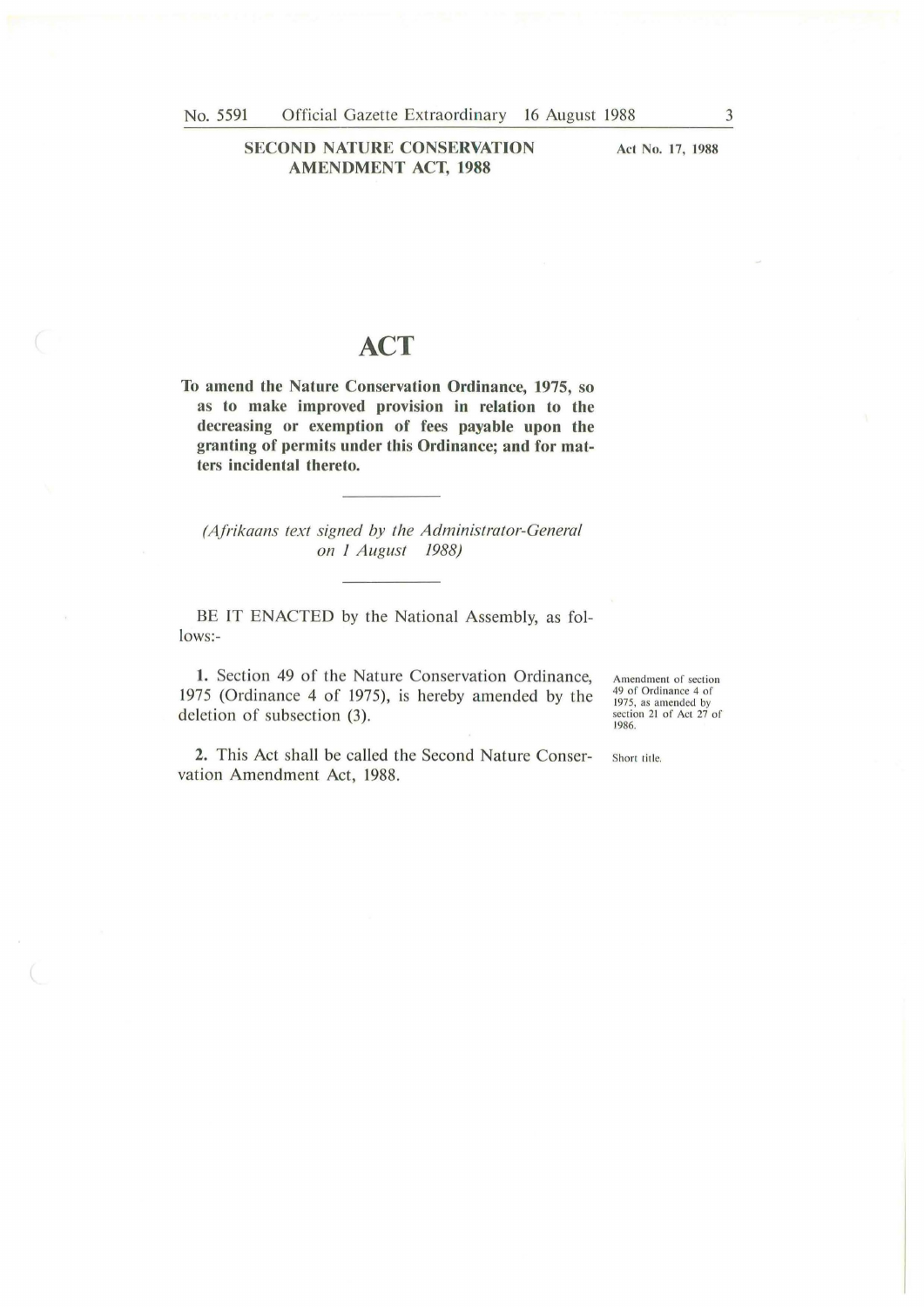**SECOND NATURE CONSERVATION AMENDMENT ACT, 1988**

**Act No. 17, 1988**

# ACT

**To amend the Nature Conservation Ordinance, 1975, so as to make improved provision in relation to the decreasing or exemption of fees payable upon the granting of permits under this Ordinance; and for matters incidental thereto.**

---

*(Afrikaans text signed by the Administrator-General on 1 August 1988)*

---

BE IT ENACTED by the National Assembly, as follows:-

*Amendment of section 49 of Ordinance 4 of 1975, as amended by section 21 of Act 27 of 1986.*

**1.** Section 49 of the Nature Conservation Ordinance, 1975 (Ordinance 4 of 1975), is hereby amended by the deletion of subsection (3).

*Short title.*

**2.** This Act shall be called the Second Nature Conservation Amendment Act, 1988.